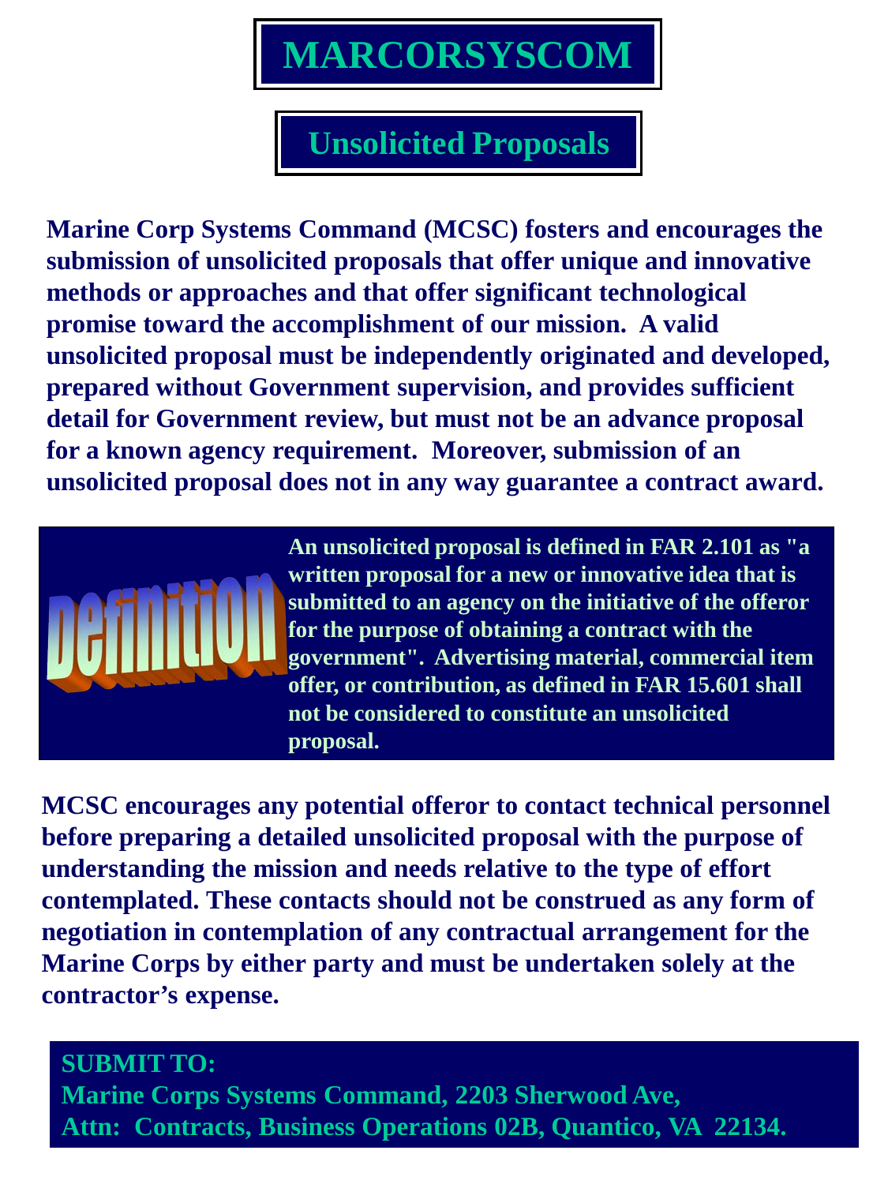# MARCORSYSCOM

## Unsolicited Proposals

**Marine Corp Systems Command (MCSC) fosters and encourages the submission of unsolicited proposals that offer unique and innovative methods or approaches and that offer significant technological promise toward the accomplishment of our mission. A valid unsolicited proposal must be independently originated and developed, prepared without Government supervision, and provides sufficient detail for Government review, but must not be an advance proposal for a known agency requirement. Moreover, submission of an unsolicited proposal does not in any way guarantee a contract award.**

**Definition**

**An unsolicited proposal is defined in FAR 2.101 as "a written proposal for a new or innovative idea that is submitted to an agency on the initiative of the offeror for the purpose of obtaining a contract with the government". Advertising material, commercial item offer, or contribution, as defined in FAR 15.601 shall not be considered to constitute an unsolicited proposal.**

**MCSC encourages any potential offeror to contact technical personnel before preparing a detailed unsolicited proposal with the purpose of understanding the mission and needs relative to the type of effort contemplated. These contacts should not be construed as any form of negotiation in contemplation of any contractual arrangement for the Marine Corps by either party and must be undertaken solely at the contractor's expense.**

**SUBMIT TO:**
**Marine Corps Systems Command, 2203 Sherwood Ave,**
**Attn: Contracts, Business Operations 02B, Quantico, VA 22134.**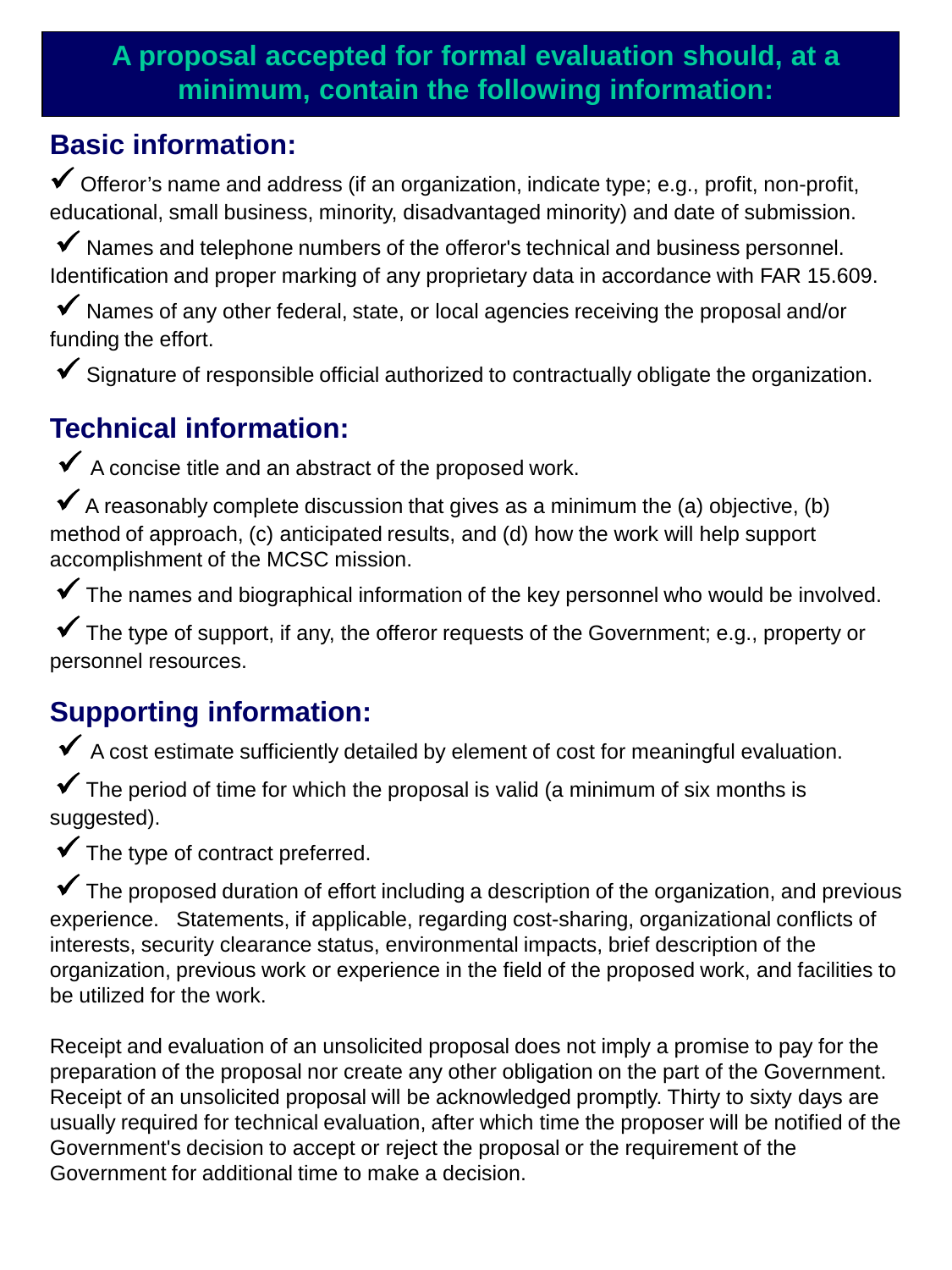## A proposal accepted for formal evaluation should, at a minimum, contain the following information:

### Basic information:

- ✔ Offeror's name and address (if an organization, indicate type; e.g., profit, non-profit, educational, small business, minority, disadvantaged minority) and date of submission.
- ✔ Names and telephone numbers of the offeror's technical and business personnel. Identification and proper marking of any proprietary data in accordance with FAR 15.609.
- ✔ Names of any other federal, state, or local agencies receiving the proposal and/or funding the effort.
- ✔ Signature of responsible official authorized to contractually obligate the organization.

### Technical information:

- ✔ A concise title and an abstract of the proposed work.
- ✔ A reasonably complete discussion that gives as a minimum the (a) objective, (b) method of approach, (c) anticipated results, and (d) how the work will help support accomplishment of the MCSC mission.
- ✔ The names and biographical information of the key personnel who would be involved.
- ✔ The type of support, if any, the offeror requests of the Government; e.g., property or personnel resources.

### Supporting information:

- ✔ A cost estimate sufficiently detailed by element of cost for meaningful evaluation.
- ✔ The period of time for which the proposal is valid (a minimum of six months is suggested).
- ✔ The type of contract preferred.
- ✔ The proposed duration of effort including a description of the organization, and previous experience. Statements, if applicable, regarding cost-sharing, organizational conflicts of interests, security clearance status, environmental impacts, brief description of the organization, previous work or experience in the field of the proposed work, and facilities to be utilized for the work.

Receipt and evaluation of an unsolicited proposal does not imply a promise to pay for the preparation of the proposal nor create any other obligation on the part of the Government. Receipt of an unsolicited proposal will be acknowledged promptly. Thirty to sixty days are usually required for technical evaluation, after which time the proposer will be notified of the Government's decision to accept or reject the proposal or the requirement of the Government for additional time to make a decision.